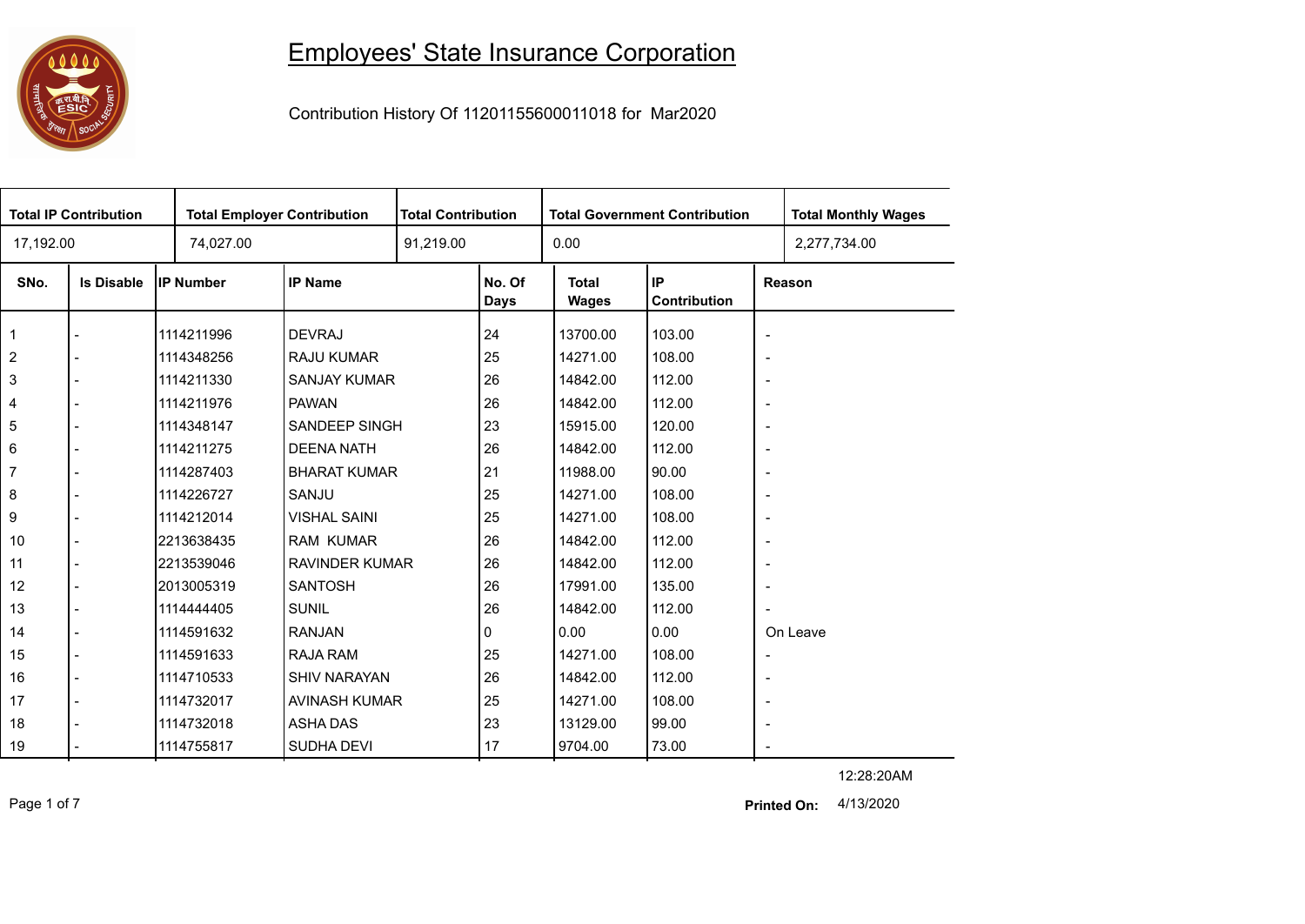# Employees' State Insurance Corporation

Contribution History Of 11201155600011018 for Mar2020

| Total IP Contribution | Total Employer Contribution | Total Contribution | Total Government Contribution | Total Monthly Wages |
|---|---|---|---|---|
| 17,192.00 | 74,027.00 | 91,219.00 | 0.00 | 2,277,734.00 |

| SNo. | Is Disable | IP Number | IP Name | No. Of Days | Total Wages | IP Contribution | Reason |
|---|---|---|---|---|---|---|---|
| 1 | - | 1114211996 | DEVRAJ | 24 | 13700.00 | 103.00 | - |
| 2 | - | 1114348256 | RAJU KUMAR | 25 | 14271.00 | 108.00 | - |
| 3 | - | 1114211330 | SANJAY KUMAR | 26 | 14842.00 | 112.00 | - |
| 4 | - | 1114211976 | PAWAN | 26 | 14842.00 | 112.00 | - |
| 5 | - | 1114348147 | SANDEEP SINGH | 23 | 15915.00 | 120.00 | - |
| 6 | - | 1114211275 | DEENA NATH | 26 | 14842.00 | 112.00 | - |
| 7 | - | 1114287403 | BHARAT KUMAR | 21 | 11988.00 | 90.00 | - |
| 8 | - | 1114226727 | SANJU | 25 | 14271.00 | 108.00 | - |
| 9 | - | 1114212014 | VISHAL SAINI | 25 | 14271.00 | 108.00 | - |
| 10 | - | 2213638435 | RAM KUMAR | 26 | 14842.00 | 112.00 | - |
| 11 | - | 2213539046 | RAVINDER KUMAR | 26 | 14842.00 | 112.00 | - |
| 12 | - | 2013005319 | SANTOSH | 26 | 17991.00 | 135.00 | - |
| 13 | - | 1114444405 | SUNIL | 26 | 14842.00 | 112.00 | - |
| 14 | - | 1114591632 | RANJAN | 0 | 0.00 | 0.00 | On Leave |
| 15 | - | 1114591633 | RAJA RAM | 25 | 14271.00 | 108.00 | - |
| 16 | - | 1114710533 | SHIV NARAYAN | 26 | 14842.00 | 112.00 | - |
| 17 | - | 1114732017 | AVINASH KUMAR | 25 | 14271.00 | 108.00 | - |
| 18 | - | 1114732018 | ASHA DAS | 23 | 13129.00 | 99.00 | - |
| 19 | - | 1114755817 | SUDHA DEVI | 17 | 9704.00 | 73.00 | - |

12:28:20AM

**Printed On:** 4/13/2020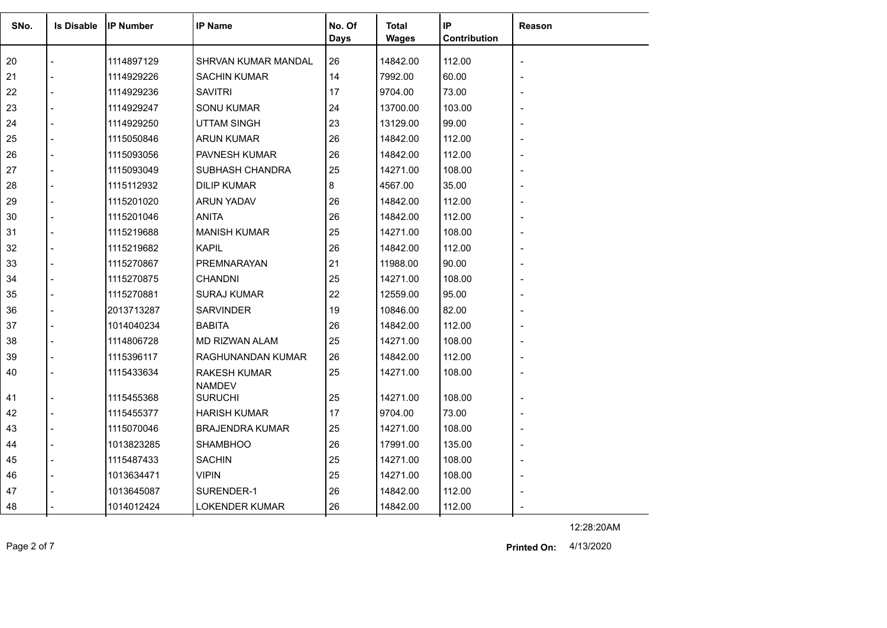| SNo. | Is Disable | IP Number | IP Name | No. Of Days | Total Wages | IP Contribution | Reason |
|---|---|---|---|---|---|---|---|
| 20 | - | 1114897129 | SHRVAN KUMAR MANDAL | 26 | 14842.00 | 112.00 | - |
| 21 | - | 1114929226 | SACHIN KUMAR | 14 | 7992.00 | 60.00 | - |
| 22 | - | 1114929236 | SAVITRI | 17 | 9704.00 | 73.00 | - |
| 23 | - | 1114929247 | SONU KUMAR | 24 | 13700.00 | 103.00 | - |
| 24 | - | 1114929250 | UTTAM SINGH | 23 | 13129.00 | 99.00 | - |
| 25 | - | 1115050846 | ARUN KUMAR | 26 | 14842.00 | 112.00 | - |
| 26 | - | 1115093056 | PAVNESH KUMAR | 26 | 14842.00 | 112.00 | - |
| 27 | - | 1115093049 | SUBHASH CHANDRA | 25 | 14271.00 | 108.00 | - |
| 28 | - | 1115112932 | DILIP KUMAR | 8 | 4567.00 | 35.00 | - |
| 29 | - | 1115201020 | ARUN YADAV | 26 | 14842.00 | 112.00 | - |
| 30 | - | 1115201046 | ANITA | 26 | 14842.00 | 112.00 | - |
| 31 | - | 1115219688 | MANISH KUMAR | 25 | 14271.00 | 108.00 | - |
| 32 | - | 1115219682 | KAPIL | 26 | 14842.00 | 112.00 | - |
| 33 | - | 1115270867 | PREMNARAYAN | 21 | 11988.00 | 90.00 | - |
| 34 | - | 1115270875 | CHANDNI | 25 | 14271.00 | 108.00 | - |
| 35 | - | 1115270881 | SURAJ KUMAR | 22 | 12559.00 | 95.00 | - |
| 36 | - | 2013713287 | SARVINDER | 19 | 10846.00 | 82.00 | - |
| 37 | - | 1014040234 | BABITA | 26 | 14842.00 | 112.00 | - |
| 38 | - | 1114806728 | MD RIZWAN ALAM | 25 | 14271.00 | 108.00 | - |
| 39 | - | 1115396117 | RAGHUNANDAN KUMAR | 26 | 14842.00 | 112.00 | - |
| 40 | - | 1115433634 | RAKESH KUMAR NAMDEV | 25 | 14271.00 | 108.00 | - |
| 41 | - | 1115455368 | SURUCHI | 25 | 14271.00 | 108.00 | - |
| 42 | - | 1115455377 | HARISH KUMAR | 17 | 9704.00 | 73.00 | - |
| 43 | - | 1115070046 | BRAJENDRA KUMAR | 25 | 14271.00 | 108.00 | - |
| 44 | - | 1013823285 | SHAMBHOO | 26 | 17991.00 | 135.00 | - |
| 45 | - | 1115487433 | SACHIN | 25 | 14271.00 | 108.00 | - |
| 46 | - | 1013634471 | VIPIN | 25 | 14271.00 | 108.00 | - |
| 47 | - | 1013645087 | SURENDER-1 | 26 | 14842.00 | 112.00 | - |
| 48 | - | 1014012424 | LOKENDER KUMAR | 26 | 14842.00 | 112.00 | - |

12:28:20AM

**Printed On:** 4/13/2020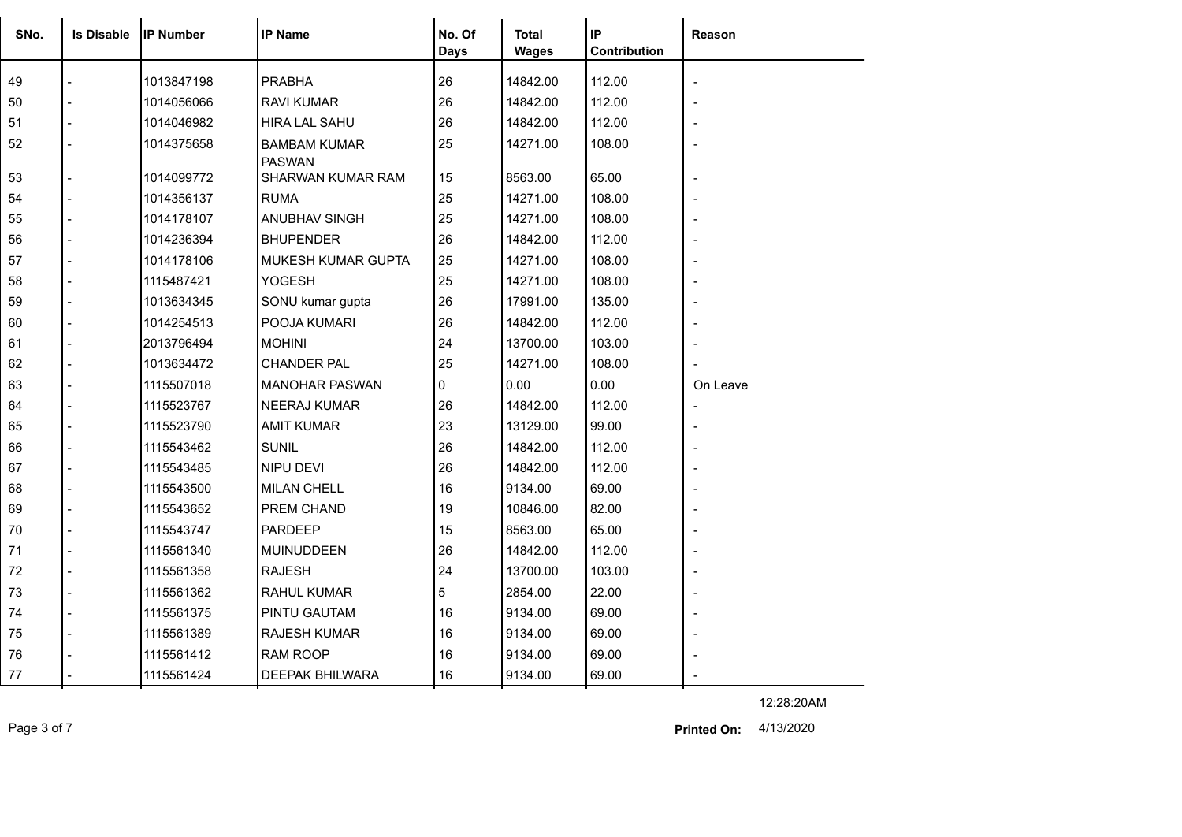| SNo. | Is Disable | IP Number | IP Name | No. Of Days | Total Wages | IP Contribution | Reason |
|---|---|---|---|---|---|---|---|
| 49 | - | 1013847198 | PRABHA | 26 | 14842.00 | 112.00 | - |
| 50 | - | 1014056066 | RAVI KUMAR | 26 | 14842.00 | 112.00 | - |
| 51 | - | 1014046982 | HIRA LAL SAHU | 26 | 14842.00 | 112.00 | - |
| 52 | - | 1014375658 | BAMBAM KUMAR PASWAN | 25 | 14271.00 | 108.00 | - |
| 53 | - | 1014099772 | SHARWAN KUMAR RAM | 15 | 8563.00 | 65.00 | - |
| 54 | - | 1014356137 | RUMA | 25 | 14271.00 | 108.00 | - |
| 55 | - | 1014178107 | ANUBHAV SINGH | 25 | 14271.00 | 108.00 | - |
| 56 | - | 1014236394 | BHUPENDER | 26 | 14842.00 | 112.00 | - |
| 57 | - | 1014178106 | MUKESH KUMAR GUPTA | 25 | 14271.00 | 108.00 | - |
| 58 | - | 1115487421 | YOGESH | 25 | 14271.00 | 108.00 | - |
| 59 | - | 1013634345 | SONU kumar gupta | 26 | 17991.00 | 135.00 | - |
| 60 | - | 1014254513 | POOJA KUMARI | 26 | 14842.00 | 112.00 | - |
| 61 | - | 2013796494 | MOHINI | 24 | 13700.00 | 103.00 | - |
| 62 | - | 1013634472 | CHANDER PAL | 25 | 14271.00 | 108.00 | - |
| 63 | - | 1115507018 | MANOHAR PASWAN | 0 | 0.00 | 0.00 | On Leave |
| 64 | - | 1115523767 | NEERAJ KUMAR | 26 | 14842.00 | 112.00 | - |
| 65 | - | 1115523790 | AMIT KUMAR | 23 | 13129.00 | 99.00 | - |
| 66 | - | 1115543462 | SUNIL | 26 | 14842.00 | 112.00 | - |
| 67 | - | 1115543485 | NIPU DEVI | 26 | 14842.00 | 112.00 | - |
| 68 | - | 1115543500 | MILAN CHELL | 16 | 9134.00 | 69.00 | - |
| 69 | - | 1115543652 | PREM CHAND | 19 | 10846.00 | 82.00 | - |
| 70 | - | 1115543747 | PARDEEP | 15 | 8563.00 | 65.00 | - |
| 71 | - | 1115561340 | MUINUDDEEN | 26 | 14842.00 | 112.00 | - |
| 72 | - | 1115561358 | RAJESH | 24 | 13700.00 | 103.00 | - |
| 73 | - | 1115561362 | RAHUL KUMAR | 5 | 2854.00 | 22.00 | - |
| 74 | - | 1115561375 | PINTU GAUTAM | 16 | 9134.00 | 69.00 | - |
| 75 | - | 1115561389 | RAJESH KUMAR | 16 | 9134.00 | 69.00 | - |
| 76 | - | 1115561412 | RAM ROOP | 16 | 9134.00 | 69.00 | - |
| 77 | - | 1115561424 | DEEPAK BHILWARA | 16 | 9134.00 | 69.00 | - |

12:28:20AM

**Printed On:** 4/13/2020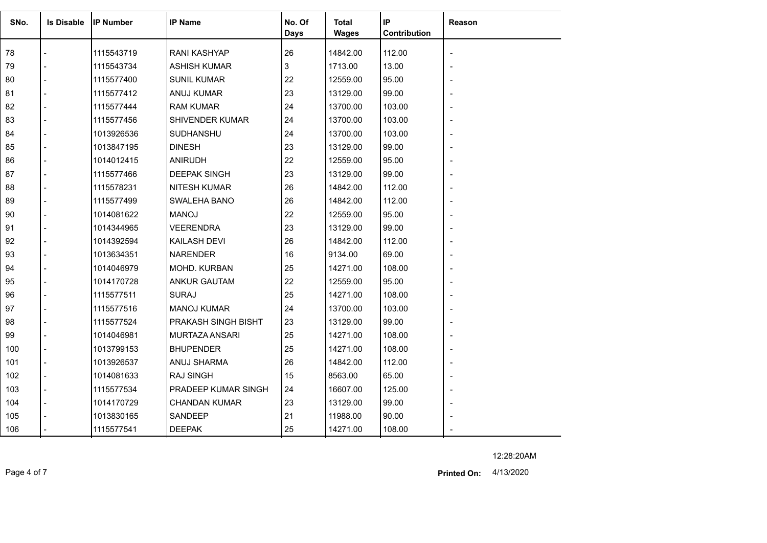| SNo. | Is Disable | IP Number | IP Name | No. Of Days | Total Wages | IP Contribution | Reason |
|---|---|---|---|---|---|---|---|
| 78 | - | 1115543719 | RANI KASHYAP | 26 | 14842.00 | 112.00 | - |
| 79 | - | 1115543734 | ASHISH KUMAR | 3 | 1713.00 | 13.00 | - |
| 80 | - | 1115577400 | SUNIL KUMAR | 22 | 12559.00 | 95.00 | - |
| 81 | - | 1115577412 | ANUJ KUMAR | 23 | 13129.00 | 99.00 | - |
| 82 | - | 1115577444 | RAM KUMAR | 24 | 13700.00 | 103.00 | - |
| 83 | - | 1115577456 | SHIVENDER KUMAR | 24 | 13700.00 | 103.00 | - |
| 84 | - | 1013926536 | SUDHANSHU | 24 | 13700.00 | 103.00 | - |
| 85 | - | 1013847195 | DINESH | 23 | 13129.00 | 99.00 | - |
| 86 | - | 1014012415 | ANIRUDH | 22 | 12559.00 | 95.00 | - |
| 87 | - | 1115577466 | DEEPAK SINGH | 23 | 13129.00 | 99.00 | - |
| 88 | - | 1115578231 | NITESH KUMAR | 26 | 14842.00 | 112.00 | - |
| 89 | - | 1115577499 | SWALEHA BANO | 26 | 14842.00 | 112.00 | - |
| 90 | - | 1014081622 | MANOJ | 22 | 12559.00 | 95.00 | - |
| 91 | - | 1014344965 | VEERENDRA | 23 | 13129.00 | 99.00 | - |
| 92 | - | 1014392594 | KAILASH DEVI | 26 | 14842.00 | 112.00 | - |
| 93 | - | 1013634351 | NARENDER | 16 | 9134.00 | 69.00 | - |
| 94 | - | 1014046979 | MOHD. KURBAN | 25 | 14271.00 | 108.00 | - |
| 95 | - | 1014170728 | ANKUR GAUTAM | 22 | 12559.00 | 95.00 | - |
| 96 | - | 1115577511 | SURAJ | 25 | 14271.00 | 108.00 | - |
| 97 | - | 1115577516 | MANOJ KUMAR | 24 | 13700.00 | 103.00 | - |
| 98 | - | 1115577524 | PRAKASH SINGH BISHT | 23 | 13129.00 | 99.00 | - |
| 99 | - | 1014046981 | MURTAZA ANSARI | 25 | 14271.00 | 108.00 | - |
| 100 | - | 1013799153 | BHUPENDER | 25 | 14271.00 | 108.00 | - |
| 101 | - | 1013926537 | ANUJ SHARMA | 26 | 14842.00 | 112.00 | - |
| 102 | - | 1014081633 | RAJ SINGH | 15 | 8563.00 | 65.00 | - |
| 103 | - | 1115577534 | PRADEEP KUMAR SINGH | 24 | 16607.00 | 125.00 | - |
| 104 | - | 1014170729 | CHANDAN KUMAR | 23 | 13129.00 | 99.00 | - |
| 105 | - | 1013830165 | SANDEEP | 21 | 11988.00 | 90.00 | - |
| 106 | - | 1115577541 | DEEPAK | 25 | 14271.00 | 108.00 | - |

12:28:20AM

**Printed On:** 4/13/2020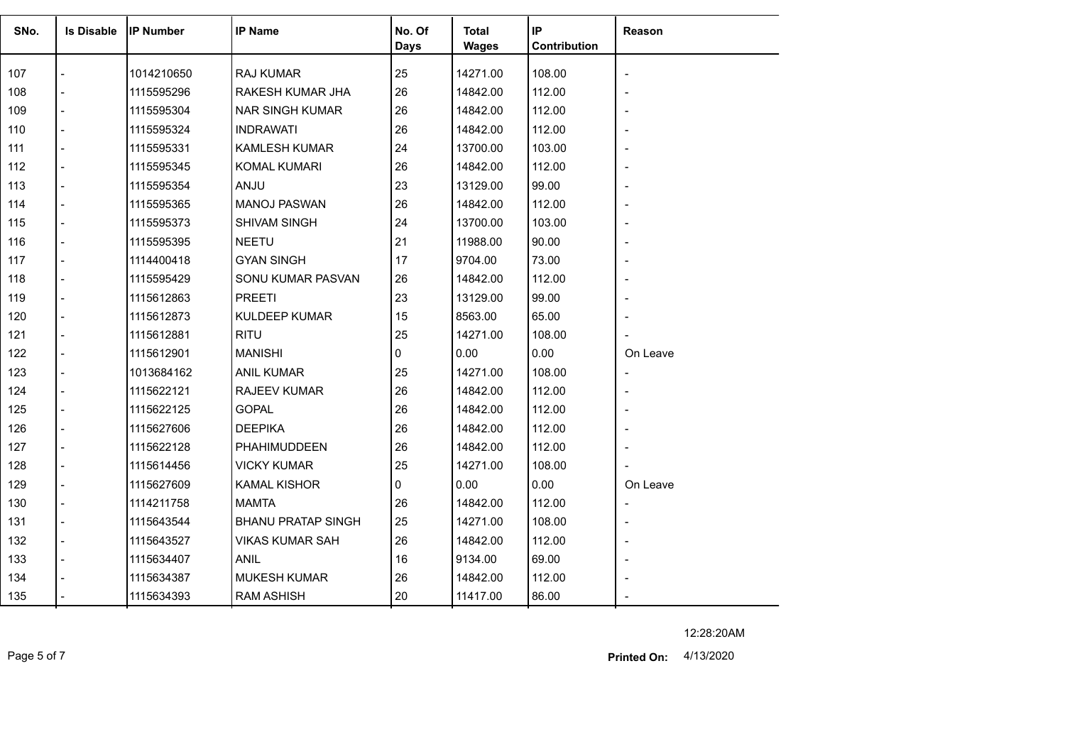| SNo. | Is Disable | IP Number | IP Name | No. Of Days | Total Wages | IP Contribution | Reason |
|---|---|---|---|---|---|---|---|
| 107 | - | 1014210650 | RAJ KUMAR | 25 | 14271.00 | 108.00 | - |
| 108 | - | 1115595296 | RAKESH KUMAR JHA | 26 | 14842.00 | 112.00 | - |
| 109 | - | 1115595304 | NAR SINGH KUMAR | 26 | 14842.00 | 112.00 | - |
| 110 | - | 1115595324 | INDRAWATI | 26 | 14842.00 | 112.00 | - |
| 111 | - | 1115595331 | KAMLESH KUMAR | 24 | 13700.00 | 103.00 | - |
| 112 | - | 1115595345 | KOMAL KUMARI | 26 | 14842.00 | 112.00 | - |
| 113 | - | 1115595354 | ANJU | 23 | 13129.00 | 99.00 | - |
| 114 | - | 1115595365 | MANOJ PASWAN | 26 | 14842.00 | 112.00 | - |
| 115 | - | 1115595373 | SHIVAM SINGH | 24 | 13700.00 | 103.00 | - |
| 116 | - | 1115595395 | NEETU | 21 | 11988.00 | 90.00 | - |
| 117 | - | 1114400418 | GYAN SINGH | 17 | 9704.00 | 73.00 | - |
| 118 | - | 1115595429 | SONU KUMAR PASVAN | 26 | 14842.00 | 112.00 | - |
| 119 | - | 1115612863 | PREETI | 23 | 13129.00 | 99.00 | - |
| 120 | - | 1115612873 | KULDEEP KUMAR | 15 | 8563.00 | 65.00 | - |
| 121 | - | 1115612881 | RITU | 25 | 14271.00 | 108.00 | - |
| 122 | - | 1115612901 | MANISHI | 0 | 0.00 | 0.00 | On Leave |
| 123 | - | 1013684162 | ANIL KUMAR | 25 | 14271.00 | 108.00 | - |
| 124 | - | 1115622121 | RAJEEV KUMAR | 26 | 14842.00 | 112.00 | - |
| 125 | - | 1115622125 | GOPAL | 26 | 14842.00 | 112.00 | - |
| 126 | - | 1115627606 | DEEPIKA | 26 | 14842.00 | 112.00 | - |
| 127 | - | 1115622128 | PHAHIMUDDEEN | 26 | 14842.00 | 112.00 | - |
| 128 | - | 1115614456 | VICKY KUMAR | 25 | 14271.00 | 108.00 | - |
| 129 | - | 1115627609 | KAMAL KISHOR | 0 | 0.00 | 0.00 | On Leave |
| 130 | - | 1114211758 | MAMTA | 26 | 14842.00 | 112.00 | - |
| 131 | - | 1115643544 | BHANU PRATAP SINGH | 25 | 14271.00 | 108.00 | - |
| 132 | - | 1115643527 | VIKAS KUMAR SAH | 26 | 14842.00 | 112.00 | - |
| 133 | - | 1115634407 | ANIL | 16 | 9134.00 | 69.00 | - |
| 134 | - | 1115634387 | MUKESH KUMAR | 26 | 14842.00 | 112.00 | - |
| 135 | - | 1115634393 | RAM ASHISH | 20 | 11417.00 | 86.00 | - |

12:28:20AM

**Printed On:** 4/13/2020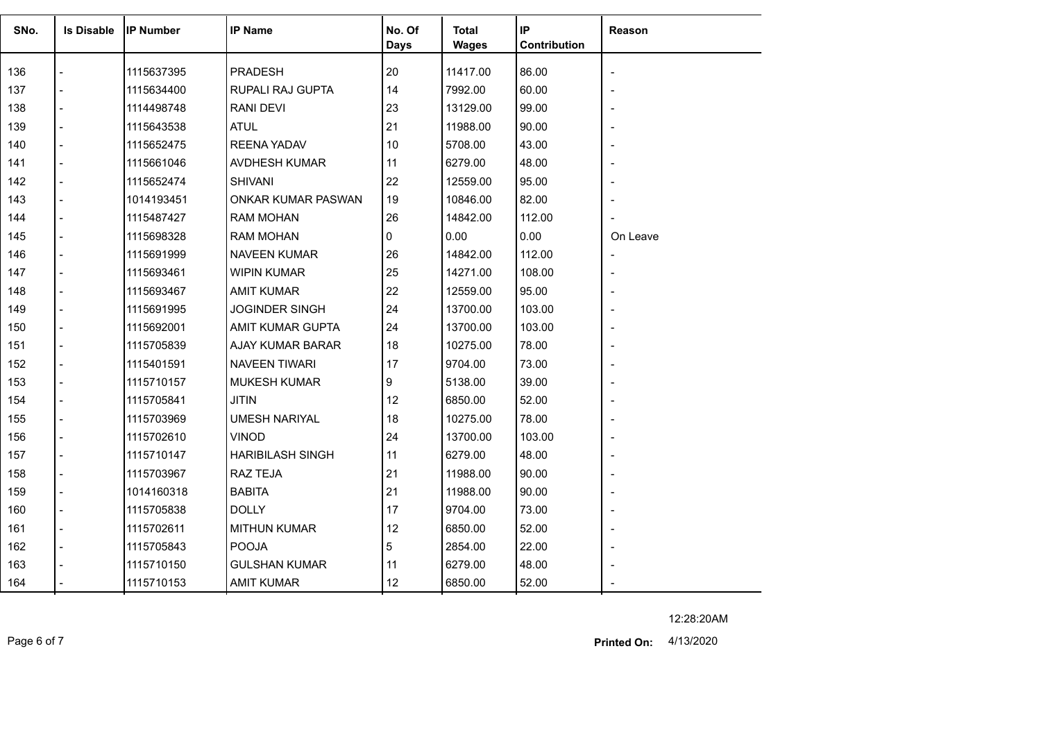| SNo. | Is Disable | IP Number | IP Name | No. Of Days | Total Wages | IP Contribution | Reason |
|---|---|---|---|---|---|---|---|
| 136 | - | 1115637395 | PRADESH | 20 | 11417.00 | 86.00 | - |
| 137 | - | 1115634400 | RUPALI RAJ GUPTA | 14 | 7992.00 | 60.00 | - |
| 138 | - | 1114498748 | RANI DEVI | 23 | 13129.00 | 99.00 | - |
| 139 | - | 1115643538 | ATUL | 21 | 11988.00 | 90.00 | - |
| 140 | - | 1115652475 | REENA YADAV | 10 | 5708.00 | 43.00 | - |
| 141 | - | 1115661046 | AVDHESH KUMAR | 11 | 6279.00 | 48.00 | - |
| 142 | - | 1115652474 | SHIVANI | 22 | 12559.00 | 95.00 | - |
| 143 | - | 1014193451 | ONKAR KUMAR PASWAN | 19 | 10846.00 | 82.00 | - |
| 144 | - | 1115487427 | RAM MOHAN | 26 | 14842.00 | 112.00 | - |
| 145 | - | 1115698328 | RAM MOHAN | 0 | 0.00 | 0.00 | On Leave |
| 146 | - | 1115691999 | NAVEEN KUMAR | 26 | 14842.00 | 112.00 | - |
| 147 | - | 1115693461 | WIPIN KUMAR | 25 | 14271.00 | 108.00 | - |
| 148 | - | 1115693467 | AMIT KUMAR | 22 | 12559.00 | 95.00 | - |
| 149 | - | 1115691995 | JOGINDER SINGH | 24 | 13700.00 | 103.00 | - |
| 150 | - | 1115692001 | AMIT KUMAR GUPTA | 24 | 13700.00 | 103.00 | - |
| 151 | - | 1115705839 | AJAY KUMAR BARAR | 18 | 10275.00 | 78.00 | - |
| 152 | - | 1115401591 | NAVEEN TIWARI | 17 | 9704.00 | 73.00 | - |
| 153 | - | 1115710157 | MUKESH KUMAR | 9 | 5138.00 | 39.00 | - |
| 154 | - | 1115705841 | JITIN | 12 | 6850.00 | 52.00 | - |
| 155 | - | 1115703969 | UMESH NARIYAL | 18 | 10275.00 | 78.00 | - |
| 156 | - | 1115702610 | VINOD | 24 | 13700.00 | 103.00 | - |
| 157 | - | 1115710147 | HARIBILASH SINGH | 11 | 6279.00 | 48.00 | - |
| 158 | - | 1115703967 | RAZ TEJA | 21 | 11988.00 | 90.00 | - |
| 159 | - | 1014160318 | BABITA | 21 | 11988.00 | 90.00 | - |
| 160 | - | 1115705838 | DOLLY | 17 | 9704.00 | 73.00 | - |
| 161 | - | 1115702611 | MITHUN KUMAR | 12 | 6850.00 | 52.00 | - |
| 162 | - | 1115705843 | POOJA | 5 | 2854.00 | 22.00 | - |
| 163 | - | 1115710150 | GULSHAN KUMAR | 11 | 6279.00 | 48.00 | - |
| 164 | - | 1115710153 | AMIT KUMAR | 12 | 6850.00 | 52.00 | - |

12:28:20AM

**Printed On:** 4/13/2020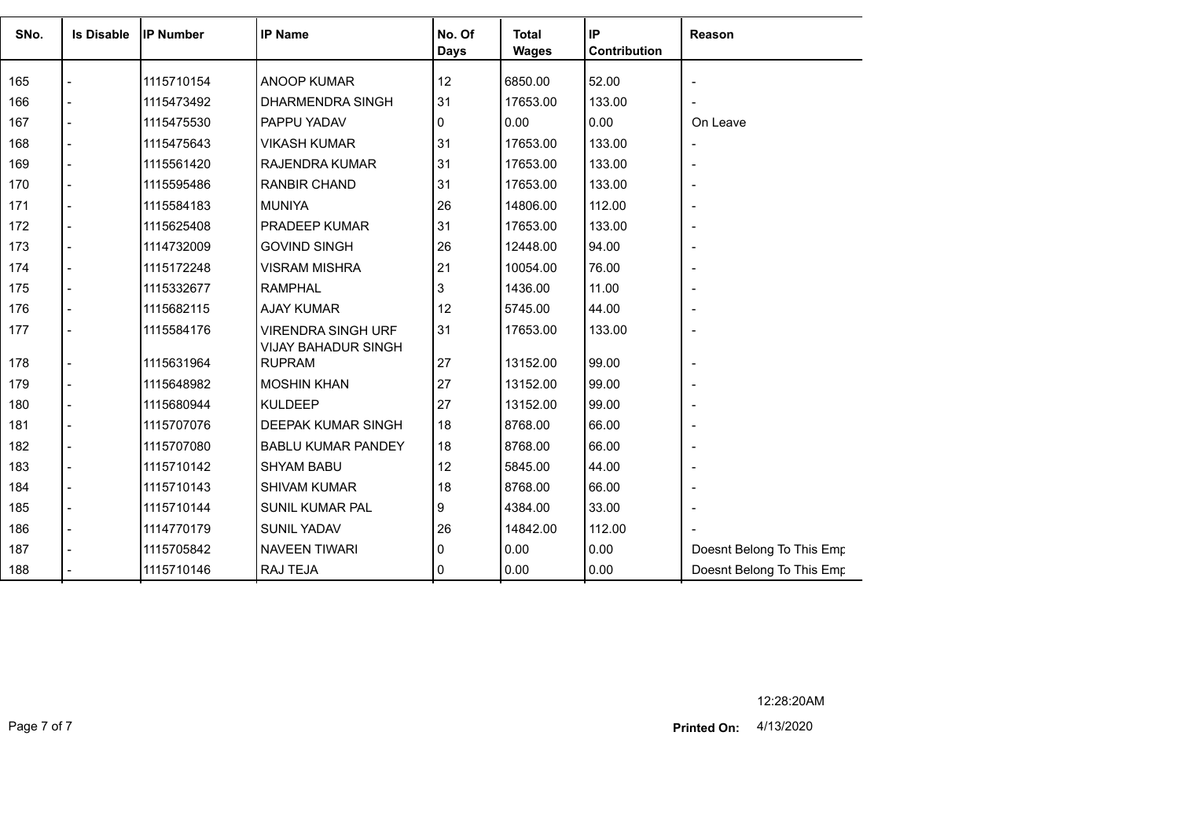| SNo. | Is Disable | IP Number | IP Name | No. Of Days | Total Wages | IP Contribution | Reason |
|---|---|---|---|---|---|---|---|
| 165 | - | 1115710154 | ANOOP KUMAR | 12 | 6850.00 | 52.00 | - |
| 166 | - | 1115473492 | DHARMENDRA SINGH | 31 | 17653.00 | 133.00 | - |
| 167 | - | 1115475530 | PAPPU YADAV | 0 | 0.00 | 0.00 | On Leave |
| 168 | - | 1115475643 | VIKASH KUMAR | 31 | 17653.00 | 133.00 | - |
| 169 | - | 1115561420 | RAJENDRA KUMAR | 31 | 17653.00 | 133.00 | - |
| 170 | - | 1115595486 | RANBIR CHAND | 31 | 17653.00 | 133.00 | - |
| 171 | - | 1115584183 | MUNIYA | 26 | 14806.00 | 112.00 | - |
| 172 | - | 1115625408 | PRADEEP KUMAR | 31 | 17653.00 | 133.00 | - |
| 173 | - | 1114732009 | GOVIND SINGH | 26 | 12448.00 | 94.00 | - |
| 174 | - | 1115172248 | VISRAM MISHRA | 21 | 10054.00 | 76.00 | - |
| 175 | - | 1115332677 | RAMPHAL | 3 | 1436.00 | 11.00 | - |
| 176 | - | 1115682115 | AJAY KUMAR | 12 | 5745.00 | 44.00 | - |
| 177 | - | 1115584176 | VIRENDRA SINGH URF | 31 | 17653.00 | 133.00 | - |
| 178 | - | 1115631964 | VIJAY BAHADUR SINGH RUPRAM | 27 | 13152.00 | 99.00 | - |
| 179 | - | 1115648982 | MOSHIN KHAN | 27 | 13152.00 | 99.00 | - |
| 180 | - | 1115680944 | KULDEEP | 27 | 13152.00 | 99.00 | - |
| 181 | - | 1115707076 | DEEPAK KUMAR SINGH | 18 | 8768.00 | 66.00 | - |
| 182 | - | 1115707080 | BABLU KUMAR PANDEY | 18 | 8768.00 | 66.00 | - |
| 183 | - | 1115710142 | SHYAM BABU | 12 | 5845.00 | 44.00 | - |
| 184 | - | 1115710143 | SHIVAM KUMAR | 18 | 8768.00 | 66.00 | - |
| 185 | - | 1115710144 | SUNIL KUMAR PAL | 9 | 4384.00 | 33.00 | - |
| 186 | - | 1114770179 | SUNIL YADAV | 26 | 14842.00 | 112.00 | - |
| 187 | - | 1115705842 | NAVEEN TIWARI | 0 | 0.00 | 0.00 | Doesnt Belong To This Emp |
| 188 | - | 1115710146 | RAJ TEJA | 0 | 0.00 | 0.00 | Doesnt Belong To This Emp |

12:28:20AM

**Printed On:** 4/13/2020